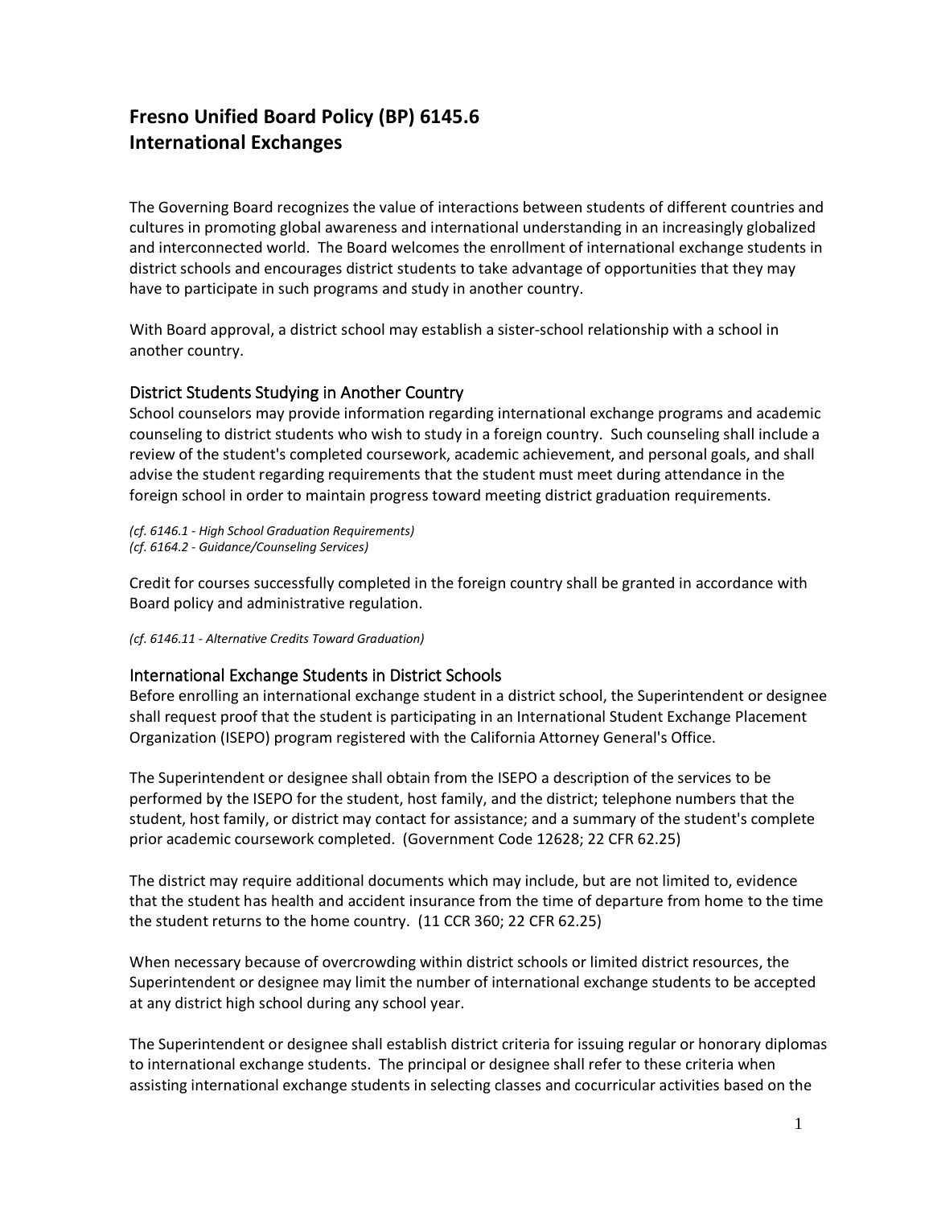# Fresno Unified Board Policy (BP) 6145.6
# International Exchanges

The Governing Board recognizes the value of interactions between students of different countries and cultures in promoting global awareness and international understanding in an increasingly globalized and interconnected world. The Board welcomes the enrollment of international exchange students in district schools and encourages district students to take advantage of opportunities that they may have to participate in such programs and study in another country.

With Board approval, a district school may establish a sister-school relationship with a school in another country.

## District Students Studying in Another Country

School counselors may provide information regarding international exchange programs and academic counseling to district students who wish to study in a foreign country. Such counseling shall include a review of the student's completed coursework, academic achievement, and personal goals, and shall advise the student regarding requirements that the student must meet during attendance in the foreign school in order to maintain progress toward meeting district graduation requirements.

*(cf. 6146.1 - High School Graduation Requirements)*
*(cf. 6164.2 - Guidance/Counseling Services)*

Credit for courses successfully completed in the foreign country shall be granted in accordance with Board policy and administrative regulation.

*(cf. 6146.11 - Alternative Credits Toward Graduation)*

## International Exchange Students in District Schools

Before enrolling an international exchange student in a district school, the Superintendent or designee shall request proof that the student is participating in an International Student Exchange Placement Organization (ISEPO) program registered with the California Attorney General's Office.

The Superintendent or designee shall obtain from the ISEPO a description of the services to be performed by the ISEPO for the student, host family, and the district; telephone numbers that the student, host family, or district may contact for assistance; and a summary of the student's complete prior academic coursework completed. (Government Code 12628; 22 CFR 62.25)

The district may require additional documents which may include, but are not limited to, evidence that the student has health and accident insurance from the time of departure from home to the time the student returns to the home country. (11 CCR 360; 22 CFR 62.25)

When necessary because of overcrowding within district schools or limited district resources, the Superintendent or designee may limit the number of international exchange students to be accepted at any district high school during any school year.

The Superintendent or designee shall establish district criteria for issuing regular or honorary diplomas to international exchange students. The principal or designee shall refer to these criteria when assisting international exchange students in selecting classes and cocurricular activities based on the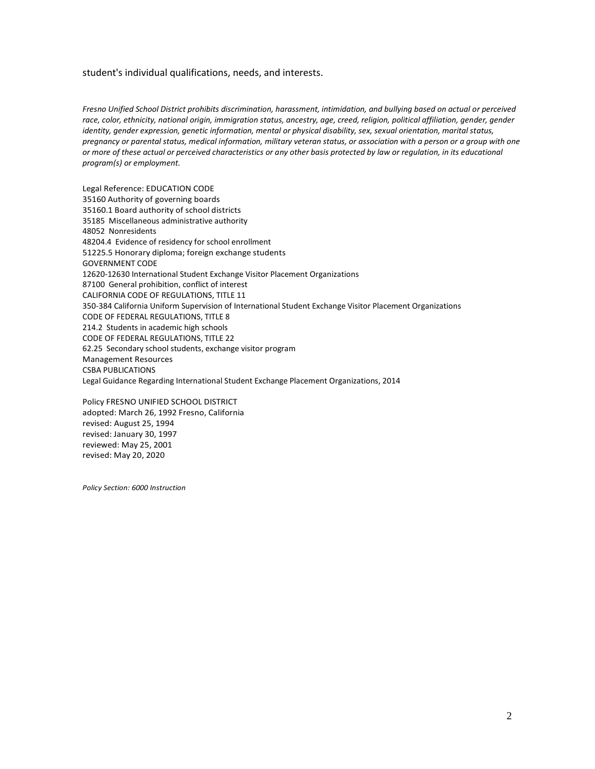student's individual qualifications, needs, and interests.

*Fresno Unified School District prohibits discrimination, harassment, intimidation, and bullying based on actual or perceived race, color, ethnicity, national origin, immigration status, ancestry, age, creed, religion, political affiliation, gender, gender identity, gender expression, genetic information, mental or physical disability, sex, sexual orientation, marital status, pregnancy or parental status, medical information, military veteran status, or association with a person or a group with one or more of these actual or perceived characteristics or any other basis protected by law or regulation, in its educational program(s) or employment.*

Legal Reference: EDUCATION CODE
35160 Authority of governing boards
35160.1 Board authority of school districts
35185 Miscellaneous administrative authority
48052 Nonresidents
48204.4 Evidence of residency for school enrollment
51225.5 Honorary diploma; foreign exchange students
GOVERNMENT CODE
12620-12630 International Student Exchange Visitor Placement Organizations
87100 General prohibition, conflict of interest
CALIFORNIA CODE OF REGULATIONS, TITLE 11
350-384 California Uniform Supervision of International Student Exchange Visitor Placement Organizations
CODE OF FEDERAL REGULATIONS, TITLE 8
214.2 Students in academic high schools
CODE OF FEDERAL REGULATIONS, TITLE 22
62.25 Secondary school students, exchange visitor program
Management Resources
CSBA PUBLICATIONS
Legal Guidance Regarding International Student Exchange Placement Organizations, 2014

Policy FRESNO UNIFIED SCHOOL DISTRICT
adopted: March 26, 1992 Fresno, California
revised: August 25, 1994
revised: January 30, 1997
reviewed: May 25, 2001
revised: May 20, 2020

*Policy Section: 6000 Instruction*